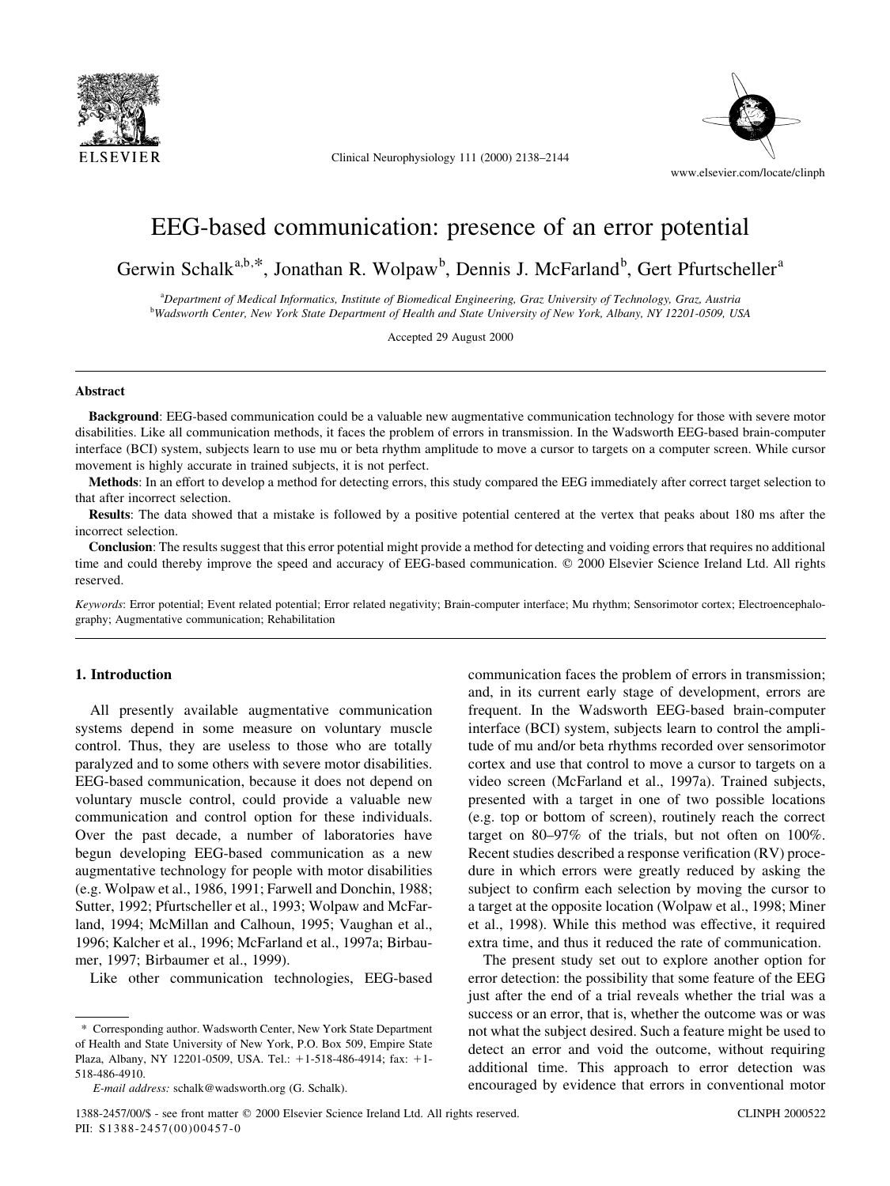# EEG-based communication: presence of an error potential

Gerwin Schalk[a,b,*], Jonathan R. Wolpaw[b], Dennis J. McFarland[b], Gert Pfurtscheller[a]

[a]*Department of Medical Informatics, Institute of Biomedical Engineering, Graz University of Technology, Graz, Austria*
[b]*Wadsworth Center, New York State Department of Health and State University of New York, Albany, NY 12201-0509, USA*

Accepted 29 August 2000

## Abstract

**Background**: EEG-based communication could be a valuable new augmentative communication technology for those with severe motor disabilities. Like all communication methods, it faces the problem of errors in transmission. In the Wadsworth EEG-based brain-computer interface (BCI) system, subjects learn to use mu or beta rhythm amplitude to move a cursor to targets on a computer screen. While cursor movement is highly accurate in trained subjects, it is not perfect.

**Methods**: In an effort to develop a method for detecting errors, this study compared the EEG immediately after correct target selection to that after incorrect selection.

**Results**: The data showed that a mistake is followed by a positive potential centered at the vertex that peaks about 180 ms after the incorrect selection.

**Conclusion**: The results suggest that this error potential might provide a method for detecting and voiding errors that requires no additional time and could thereby improve the speed and accuracy of EEG-based communication. © 2000 Elsevier Science Ireland Ltd. All rights reserved.

*Keywords*: Error potential; Event related potential; Error related negativity; Brain-computer interface; Mu rhythm; Sensorimotor cortex; Electroencephalography; Augmentative communication; Rehabilitation

## 1. Introduction

All presently available augmentative communication systems depend in some measure on voluntary muscle control. Thus, they are useless to those who are totally paralyzed and to some others with severe motor disabilities. EEG-based communication, because it does not depend on voluntary muscle control, could provide a valuable new communication and control option for these individuals. Over the past decade, a number of laboratories have begun developing EEG-based communication as a new augmentative technology for people with motor disabilities (e.g. Wolpaw et al., 1986, 1991; Farwell and Donchin, 1988; Sutter, 1992; Pfurtscheller et al., 1993; Wolpaw and McFarland, 1994; McMillan and Calhoun, 1995; Vaughan et al., 1996; Kalcher et al., 1996; McFarland et al., 1997a; Birbaumer, 1997; Birbaumer et al., 1999).

Like other communication technologies, EEG-based communication faces the problem of errors in transmission; and, in its current early stage of development, errors are frequent. In the Wadsworth EEG-based brain-computer interface (BCI) system, subjects learn to control the amplitude of mu and/or beta rhythms recorded over sensorimotor cortex and use that control to move a cursor to targets on a video screen (McFarland et al., 1997a). Trained subjects, presented with a target in one of two possible locations (e.g. top or bottom of screen), routinely reach the correct target on 80–97% of the trials, but not often on 100%. Recent studies described a response verification (RV) procedure in which errors were greatly reduced by asking the subject to confirm each selection by moving the cursor to a target at the opposite location (Wolpaw et al., 1998; Miner et al., 1998). While this method was effective, it required extra time, and thus it reduced the rate of communication.

The present study set out to explore another option for error detection: the possibility that some feature of the EEG just after the end of a trial reveals whether the trial was a success or an error, that is, whether the outcome was or was not what the subject desired. Such a feature might be used to detect an error and void the outcome, without requiring additional time. This approach to error detection was encouraged by evidence that errors in conventional motor

\* Corresponding author. Wadsworth Center, New York State Department of Health and State University of New York, P.O. Box 509, Empire State Plaza, Albany, NY 12201-0509, USA. Tel.: +1-518-486-4914; fax: +1-518-486-4910.

*E-mail address:* schalk@wadsworth.org (G. Schalk).

1388-2457/00/$ - see front matter © 2000 Elsevier Science Ireland Ltd. All rights reserved.
PII: S1388-2457(00)00457-0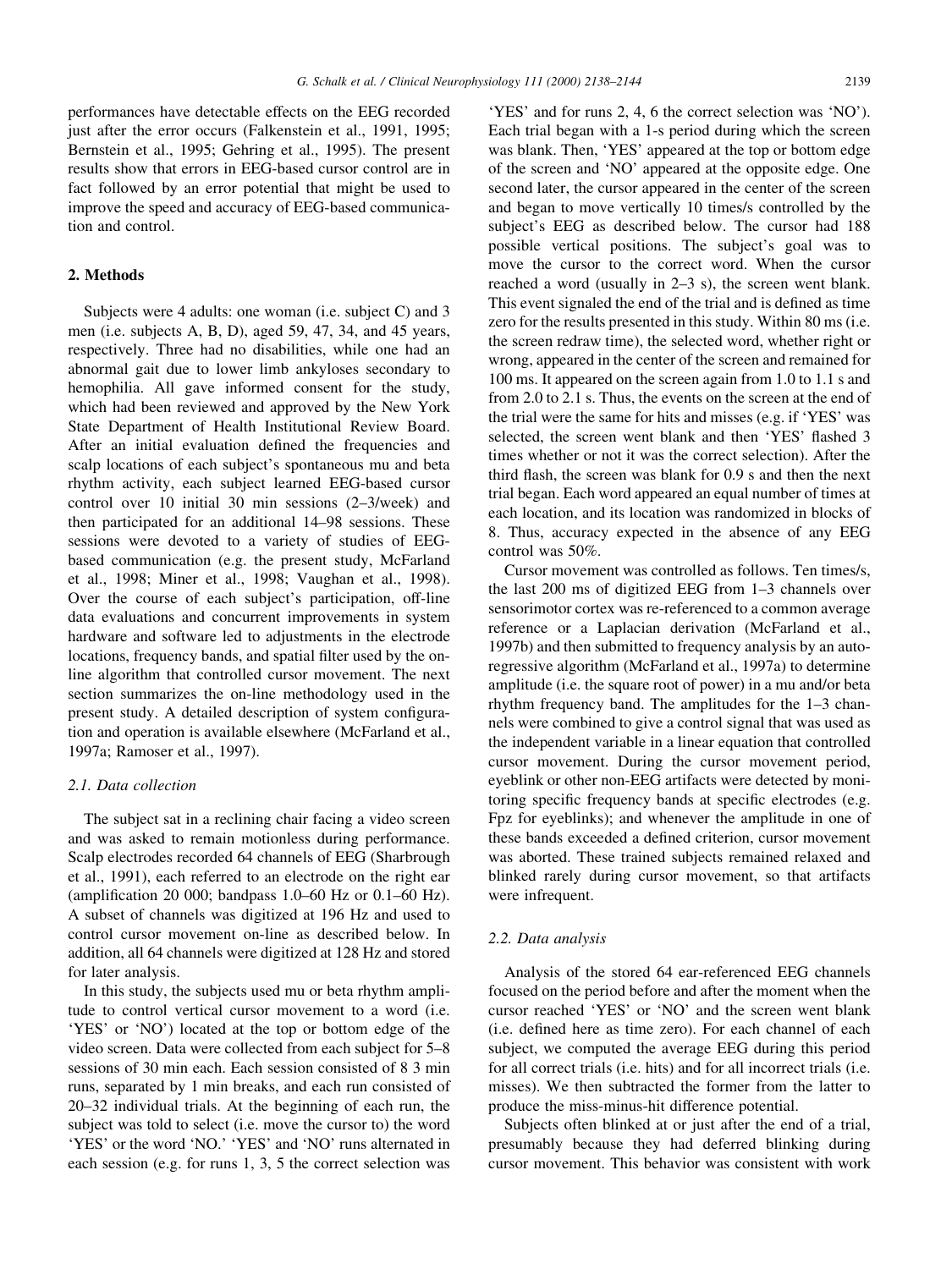performances have detectable effects on the EEG recorded just after the error occurs (Falkenstein et al., 1991, 1995; Bernstein et al., 1995; Gehring et al., 1995). The present results show that errors in EEG-based cursor control are in fact followed by an error potential that might be used to improve the speed and accuracy of EEG-based communication and control.

## 2. Methods

Subjects were 4 adults: one woman (i.e. subject C) and 3 men (i.e. subjects A, B, D), aged 59, 47, 34, and 45 years, respectively. Three had no disabilities, while one had an abnormal gait due to lower limb ankyloses secondary to hemophilia. All gave informed consent for the study, which had been reviewed and approved by the New York State Department of Health Institutional Review Board. After an initial evaluation defined the frequencies and scalp locations of each subject's spontaneous mu and beta rhythm activity, each subject learned EEG-based cursor control over 10 initial 30 min sessions (2–3/week) and then participated for an additional 14–98 sessions. These sessions were devoted to a variety of studies of EEG-based communication (e.g. the present study, McFarland et al., 1998; Miner et al., 1998; Vaughan et al., 1998). Over the course of each subject's participation, off-line data evaluations and concurrent improvements in system hardware and software led to adjustments in the electrode locations, frequency bands, and spatial filter used by the on-line algorithm that controlled cursor movement. The next section summarizes the on-line methodology used in the present study. A detailed description of system configuration and operation is available elsewhere (McFarland et al., 1997a; Ramoser et al., 1997).

### 2.1. Data collection

The subject sat in a reclining chair facing a video screen and was asked to remain motionless during performance. Scalp electrodes recorded 64 channels of EEG (Sharbrough et al., 1991), each referred to an electrode on the right ear (amplification 20 000; bandpass 1.0–60 Hz or 0.1–60 Hz). A subset of channels was digitized at 196 Hz and used to control cursor movement on-line as described below. In addition, all 64 channels were digitized at 128 Hz and stored for later analysis.

In this study, the subjects used mu or beta rhythm amplitude to control vertical cursor movement to a word (i.e. 'YES' or 'NO') located at the top or bottom edge of the video screen. Data were collected from each subject for 5–8 sessions of 30 min each. Each session consisted of 8 3 min runs, separated by 1 min breaks, and each run consisted of 20–32 individual trials. At the beginning of each run, the subject was told to select (i.e. move the cursor to) the word 'YES' or the word 'NO.' 'YES' and 'NO' runs alternated in each session (e.g. for runs 1, 3, 5 the correct selection was 'YES' and for runs 2, 4, 6 the correct selection was 'NO'). Each trial began with a 1-s period during which the screen was blank. Then, 'YES' appeared at the top or bottom edge of the screen and 'NO' appeared at the opposite edge. One second later, the cursor appeared in the center of the screen and began to move vertically 10 times/s controlled by the subject's EEG as described below. The cursor had 188 possible vertical positions. The subject's goal was to move the cursor to the correct word. When the cursor reached a word (usually in 2–3 s), the screen went blank. This event signaled the end of the trial and is defined as time zero for the results presented in this study. Within 80 ms (i.e. the screen redraw time), the selected word, whether right or wrong, appeared in the center of the screen and remained for 100 ms. It appeared on the screen again from 1.0 to 1.1 s and from 2.0 to 2.1 s. Thus, the events on the screen at the end of the trial were the same for hits and misses (e.g. if 'YES' was selected, the screen went blank and then 'YES' flashed 3 times whether or not it was the correct selection). After the third flash, the screen was blank for 0.9 s and then the next trial began. Each word appeared an equal number of times at each location, and its location was randomized in blocks of 8. Thus, accuracy expected in the absence of any EEG control was 50%.

Cursor movement was controlled as follows. Ten times/s, the last 200 ms of digitized EEG from 1–3 channels over sensorimotor cortex was re-referenced to a common average reference or a Laplacian derivation (McFarland et al., 1997b) and then submitted to frequency analysis by an autoregressive algorithm (McFarland et al., 1997a) to determine amplitude (i.e. the square root of power) in a mu and/or beta rhythm frequency band. The amplitudes for the 1–3 channels were combined to give a control signal that was used as the independent variable in a linear equation that controlled cursor movement. During the cursor movement period, eyeblink or other non-EEG artifacts were detected by monitoring specific frequency bands at specific electrodes (e.g. Fpz for eyeblinks); and whenever the amplitude in one of these bands exceeded a defined criterion, cursor movement was aborted. These trained subjects remained relaxed and blinked rarely during cursor movement, so that artifacts were infrequent.

### 2.2. Data analysis

Analysis of the stored 64 ear-referenced EEG channels focused on the period before and after the moment when the cursor reached 'YES' or 'NO' and the screen went blank (i.e. defined here as time zero). For each channel of each subject, we computed the average EEG during this period for all correct trials (i.e. hits) and for all incorrect trials (i.e. misses). We then subtracted the former from the latter to produce the miss-minus-hit difference potential.

Subjects often blinked at or just after the end of a trial, presumably because they had deferred blinking during cursor movement. This behavior was consistent with work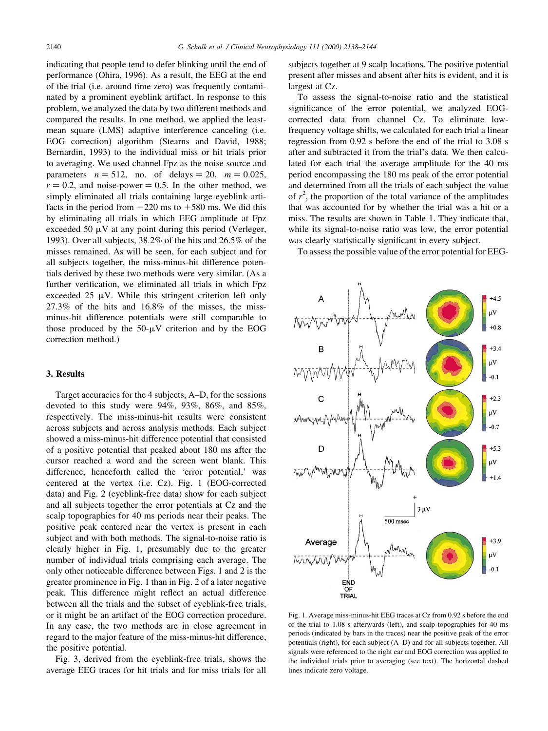indicating that people tend to defer blinking until the end of performance (Ohira, 1996). As a result, the EEG at the end of the trial (i.e. around time zero) was frequently contaminated by a prominent eyeblink artifact. In response to this problem, we analyzed the data by two different methods and compared the results. In one method, we applied the least-mean square (LMS) adaptive interference canceling (i.e. EOG correction) algorithm (Stearns and David, 1988; Bernardin, 1993) to the individual miss or hit trials prior to averaging. We used channel Fpz as the noise source and parameters $n = 512$, no. of delays $= 20$, $m = 0.025$, $r = 0.2$, and noise-power $= 0.5$. In the other method, we simply eliminated all trials containing large eyeblink artifacts in the period from $-220$ ms to $+580$ ms. We did this by eliminating all trials in which EEG amplitude at Fpz exceeded 50 μV at any point during this period (Verleger, 1993). Over all subjects, 38.2% of the hits and 26.5% of the misses remained. As will be seen, for each subject and for all subjects together, the miss-minus-hit difference potentials derived by these two methods were very similar. (As a further verification, we eliminated all trials in which Fpz exceeded 25 μV. While this stringent criterion left only 27.3% of the hits and 16.8% of the misses, the miss-minus-hit difference potentials were still comparable to those produced by the 50-μV criterion and by the EOG correction method.)

## 3. Results

Target accuracies for the 4 subjects, A–D, for the sessions devoted to this study were 94%, 93%, 86%, and 85%, respectively. The miss-minus-hit results were consistent across subjects and across analysis methods. Each subject showed a miss-minus-hit difference potential that consisted of a positive potential that peaked about 180 ms after the cursor reached a word and the screen went blank. This difference, henceforth called the 'error potential,' was centered at the vertex (i.e. Cz). Fig. 1 (EOG-corrected data) and Fig. 2 (eyeblink-free data) show for each subject and all subjects together the error potentials at Cz and the scalp topographies for 40 ms periods near their peaks. The positive peak centered near the vertex is present in each subject and with both methods. The signal-to-noise ratio is clearly higher in Fig. 1, presumably due to the greater number of individual trials comprising each average. The only other noticeable difference between Figs. 1 and 2 is the greater prominence in Fig. 1 than in Fig. 2 of a later negative peak. This difference might reflect an actual difference between all the trials and the subset of eyeblink-free trials, or it might be an artifact of the EOG correction procedure. In any case, the two methods are in close agreement in regard to the major feature of the miss-minus-hit difference, the positive potential.

Fig. 3, derived from the eyeblink-free trials, shows the average EEG traces for hit trials and for miss trials for all subjects together at 9 scalp locations. The positive potential present after misses and absent after hits is evident, and it is largest at Cz.

To assess the signal-to-noise ratio and the statistical significance of the error potential, we analyzed EOG-corrected data from channel Cz. To eliminate low-frequency voltage shifts, we calculated for each trial a linear regression from 0.92 s before the end of the trial to 3.08 s after and subtracted it from the trial's data. We then calculated for each trial the average amplitude for the 40 ms period encompassing the 180 ms peak of the error potential and determined from all the trials of each subject the value of $r^2$, the proportion of the total variance of the amplitudes that was accounted for by whether the trial was a hit or a miss. The results are shown in Table 1. They indicate that, while its signal-to-noise ratio was low, the error potential was clearly statistically significant in every subject.

To assess the possible value of the error potential for EEG-

Fig. 1. Average miss-minus-hit EEG traces at Cz from 0.92 s before the end of the trial to 1.08 s afterwards (left), and scalp topographies for 40 ms periods (indicated by bars in the traces) near the positive peak of the error potentials (right), for each subject (A–D) and for all subjects together. All signals were referenced to the right ear and EOG correction was applied to the individual trials prior to averaging (see text). The horizontal dashed lines indicate zero voltage.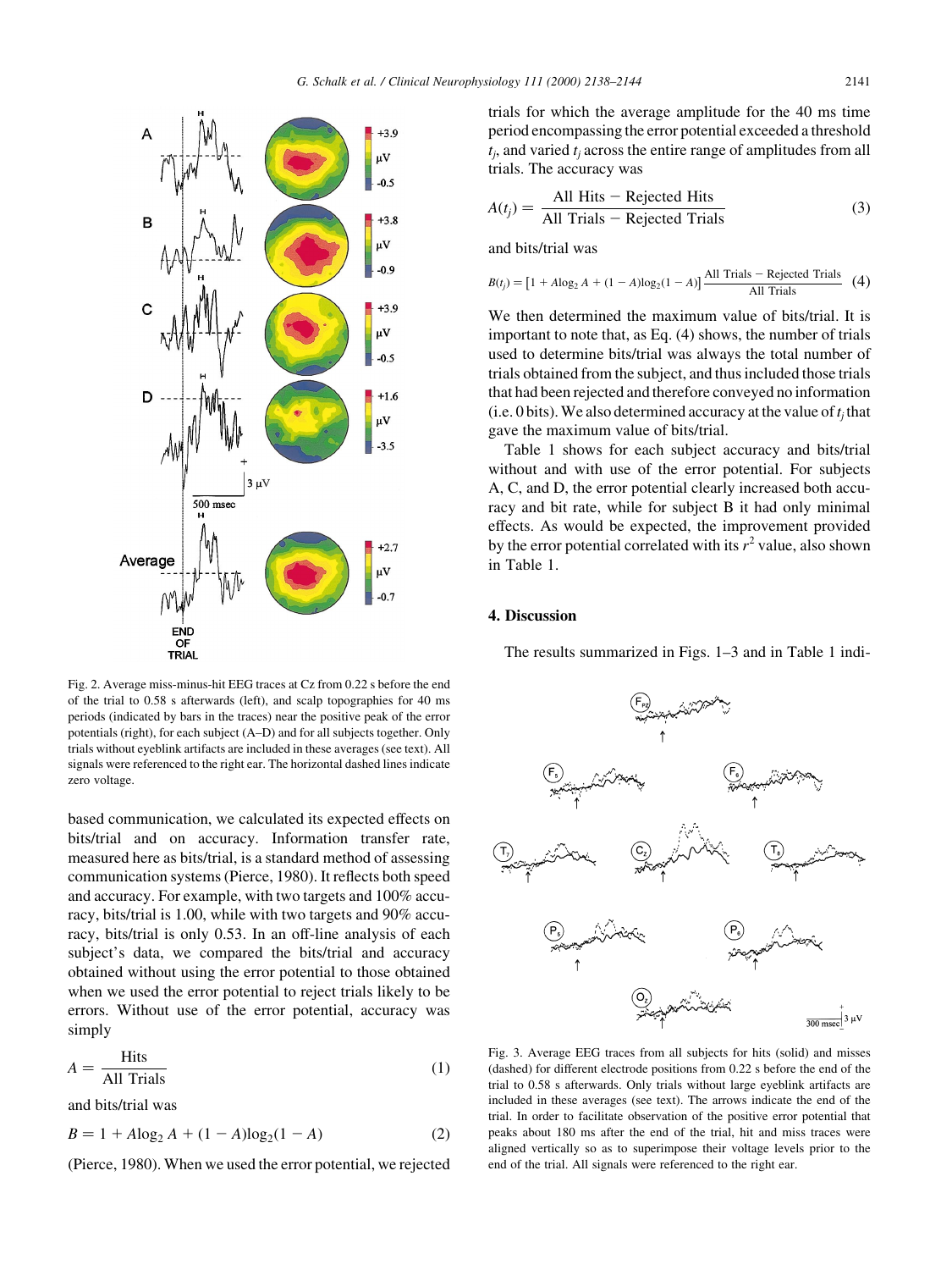Fig. 2. Average miss-minus-hit EEG traces at Cz from 0.22 s before the end of the trial to 0.58 s afterwards (left), and scalp topographies for 40 ms periods (indicated by bars in the traces) near the positive peak of the error potentials (right), for each subject (A–D) and for all subjects together. Only trials without eyeblink artifacts are included in these averages (see text). All signals were referenced to the right ear. The horizontal dashed lines indicate zero voltage.

based communication, we calculated its expected effects on bits/trial and on accuracy. Information transfer rate, measured here as bits/trial, is a standard method of assessing communication systems (Pierce, 1980). It reflects both speed and accuracy. For example, with two targets and 100% accuracy, bits/trial is 1.00, while with two targets and 90% accuracy, bits/trial is only 0.53. In an off-line analysis of each subject's data, we compared the bits/trial and accuracy obtained without using the error potential to those obtained when we used the error potential to reject trials likely to be errors. Without use of the error potential, accuracy was simply

$$A = \frac{\text{Hits}}{\text{All Trials}} \tag{1}$$

and bits/trial was

$$B = 1 + A\log_2 A + (1 - A)\log_2(1 - A) \tag{2}$$

(Pierce, 1980). When we used the error potential, we rejected trials for which the average amplitude for the 40 ms time period encompassing the error potential exceeded a threshold $t_j$, and varied $t_j$ across the entire range of amplitudes from all trials. The accuracy was

$$A(t_j) = \frac{\text{All Hits} - \text{Rejected Hits}}{\text{All Trials} - \text{Rejected Trials}} \tag{3}$$

and bits/trial was

$$B(t_j) = \left[1 + A\log_2 A + (1 - A)\log_2(1 - A)\right]\frac{\text{All Trials} - \text{Rejected Trials}}{\text{All Trials}} \tag{4}$$

We then determined the maximum value of bits/trial. It is important to note that, as Eq. (4) shows, the number of trials used to determine bits/trial was always the total number of trials obtained from the subject, and thus included those trials that had been rejected and therefore conveyed no information (i.e. 0 bits). We also determined accuracy at the value of $t_j$ that gave the maximum value of bits/trial.

Table 1 shows for each subject accuracy and bits/trial without and with use of the error potential. For subjects A, C, and D, the error potential clearly increased both accuracy and bit rate, while for subject B it had only minimal effects. As would be expected, the improvement provided by the error potential correlated with its $r^2$ value, also shown in Table 1.

## 4. Discussion

The results summarized in Figs. 1–3 and in Table 1 indi-

Fig. 3. Average EEG traces from all subjects for hits (solid) and misses (dashed) for different electrode positions from 0.22 s before the end of the trial to 0.58 s afterwards. Only trials without large eyeblink artifacts are included in these averages (see text). The arrows indicate the end of the trial. In order to facilitate observation of the positive error potential that peaks about 180 ms after the end of the trial, hit and miss traces were aligned vertically so as to superimpose their voltage levels prior to the end of the trial. All signals were referenced to the right ear.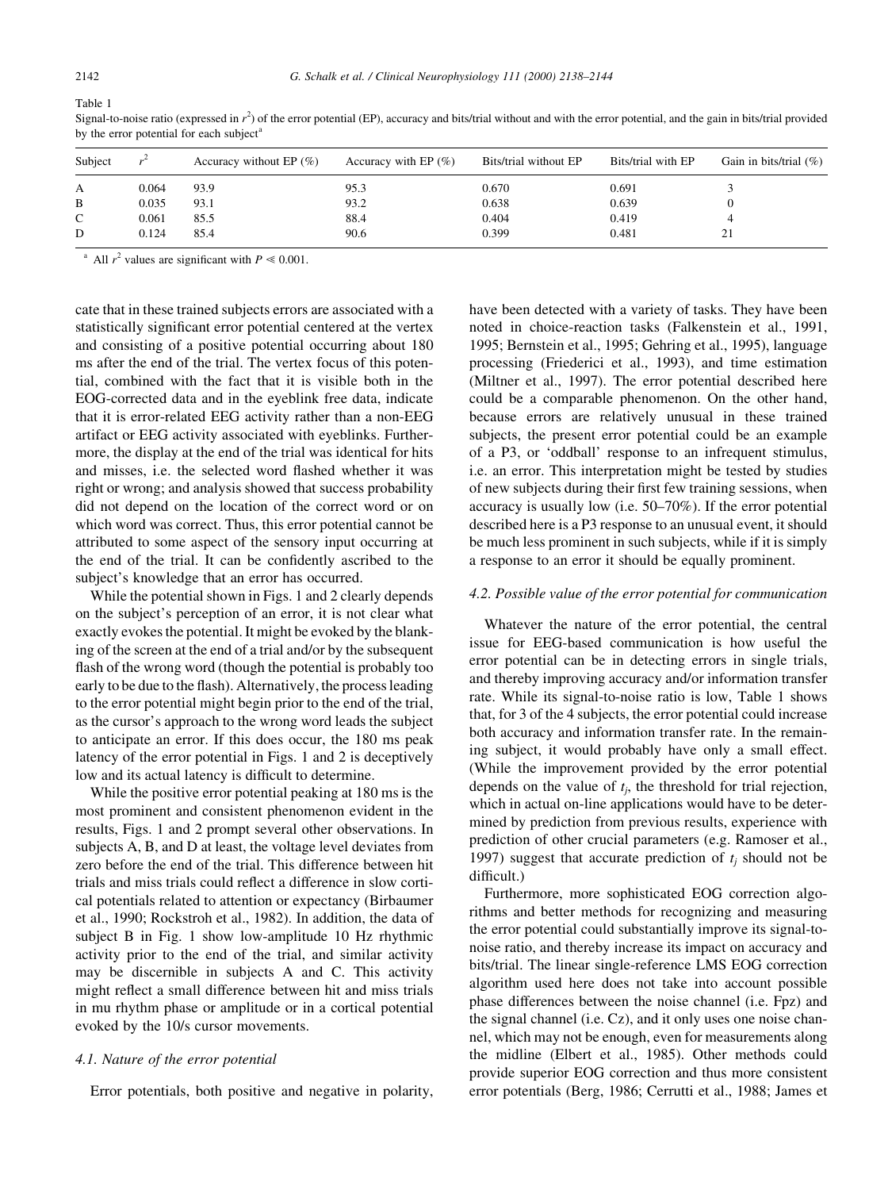Table 1

Signal-to-noise ratio (expressed in $r^2$) of the error potential (EP), accuracy and bits/trial without and with the error potential, and the gain in bits/trial provided by the error potential for each subject[a]

| Subject | $r^2$ | Accuracy without EP (%) | Accuracy with EP (%) | Bits/trial without EP | Bits/trial with EP | Gain in bits/trial (%) |
|---|---|---|---|---|---|---|
| A | 0.064 | 93.9 | 95.3 | 0.670 | 0.691 | 3 |
| B | 0.035 | 93.1 | 93.2 | 0.638 | 0.639 | 0 |
| C | 0.061 | 85.5 | 88.4 | 0.404 | 0.419 | 4 |
| D | 0.124 | 85.4 | 90.6 | 0.399 | 0.481 | 21 |

[a] All $r^2$ values are significant with $P \ll 0.001$.

cate that in these trained subjects errors are associated with a statistically significant error potential centered at the vertex and consisting of a positive potential occurring about 180 ms after the end of the trial. The vertex focus of this potential, combined with the fact that it is visible both in the EOG-corrected data and in the eyeblink free data, indicate that it is error-related EEG activity rather than a non-EEG artifact or EEG activity associated with eyeblinks. Furthermore, the display at the end of the trial was identical for hits and misses, i.e. the selected word flashed whether it was right or wrong; and analysis showed that success probability did not depend on the location of the correct word or on which word was correct. Thus, this error potential cannot be attributed to some aspect of the sensory input occurring at the end of the trial. It can be confidently ascribed to the subject's knowledge that an error has occurred.

While the potential shown in Figs. 1 and 2 clearly depends on the subject's perception of an error, it is not clear what exactly evokes the potential. It might be evoked by the blanking of the screen at the end of a trial and/or by the subsequent flash of the wrong word (though the potential is probably too early to be due to the flash). Alternatively, the process leading to the error potential might begin prior to the end of the trial, as the cursor's approach to the wrong word leads the subject to anticipate an error. If this does occur, the 180 ms peak latency of the error potential in Figs. 1 and 2 is deceptively low and its actual latency is difficult to determine.

While the positive error potential peaking at 180 ms is the most prominent and consistent phenomenon evident in the results, Figs. 1 and 2 prompt several other observations. In subjects A, B, and D at least, the voltage level deviates from zero before the end of the trial. This difference between hit trials and miss trials could reflect a difference in slow cortical potentials related to attention or expectancy (Birbaumer et al., 1990; Rockstroh et al., 1982). In addition, the data of subject B in Fig. 1 show low-amplitude 10 Hz rhythmic activity prior to the end of the trial, and similar activity may be discernible in subjects A and C. This activity might reflect a small difference between hit and miss trials in mu rhythm phase or amplitude or in a cortical potential evoked by the 10/s cursor movements.

### 4.1. Nature of the error potential

Error potentials, both positive and negative in polarity, have been detected with a variety of tasks. They have been noted in choice-reaction tasks (Falkenstein et al., 1991, 1995; Bernstein et al., 1995; Gehring et al., 1995), language processing (Friederici et al., 1993), and time estimation (Miltner et al., 1997). The error potential described here could be a comparable phenomenon. On the other hand, because errors are relatively unusual in these trained subjects, the present error potential could be an example of a P3, or 'oddball' response to an infrequent stimulus, i.e. an error. This interpretation might be tested by studies of new subjects during their first few training sessions, when accuracy is usually low (i.e. 50–70%). If the error potential described here is a P3 response to an unusual event, it should be much less prominent in such subjects, while if it is simply a response to an error it should be equally prominent.

### 4.2. Possible value of the error potential for communication

Whatever the nature of the error potential, the central issue for EEG-based communication is how useful the error potential can be in detecting errors in single trials, and thereby improving accuracy and/or information transfer rate. While its signal-to-noise ratio is low, Table 1 shows that, for 3 of the 4 subjects, the error potential could increase both accuracy and information transfer rate. In the remaining subject, it would probably have only a small effect. (While the improvement provided by the error potential depends on the value of $t_j$, the threshold for trial rejection, which in actual on-line applications would have to be determined by prediction from previous results, experience with prediction of other crucial parameters (e.g. Ramoser et al., 1997) suggest that accurate prediction of $t_j$ should not be difficult.)

Furthermore, more sophisticated EOG correction algorithms and better methods for recognizing and measuring the error potential could substantially improve its signal-to-noise ratio, and thereby increase its impact on accuracy and bits/trial. The linear single-reference LMS EOG correction algorithm used here does not take into account possible phase differences between the noise channel (i.e. Fpz) and the signal channel (i.e. Cz), and it only uses one noise channel, which may not be enough, even for measurements along the midline (Elbert et al., 1985). Other methods could provide superior EOG correction and thus more consistent error potentials (Berg, 1986; Cerrutti et al., 1988; James et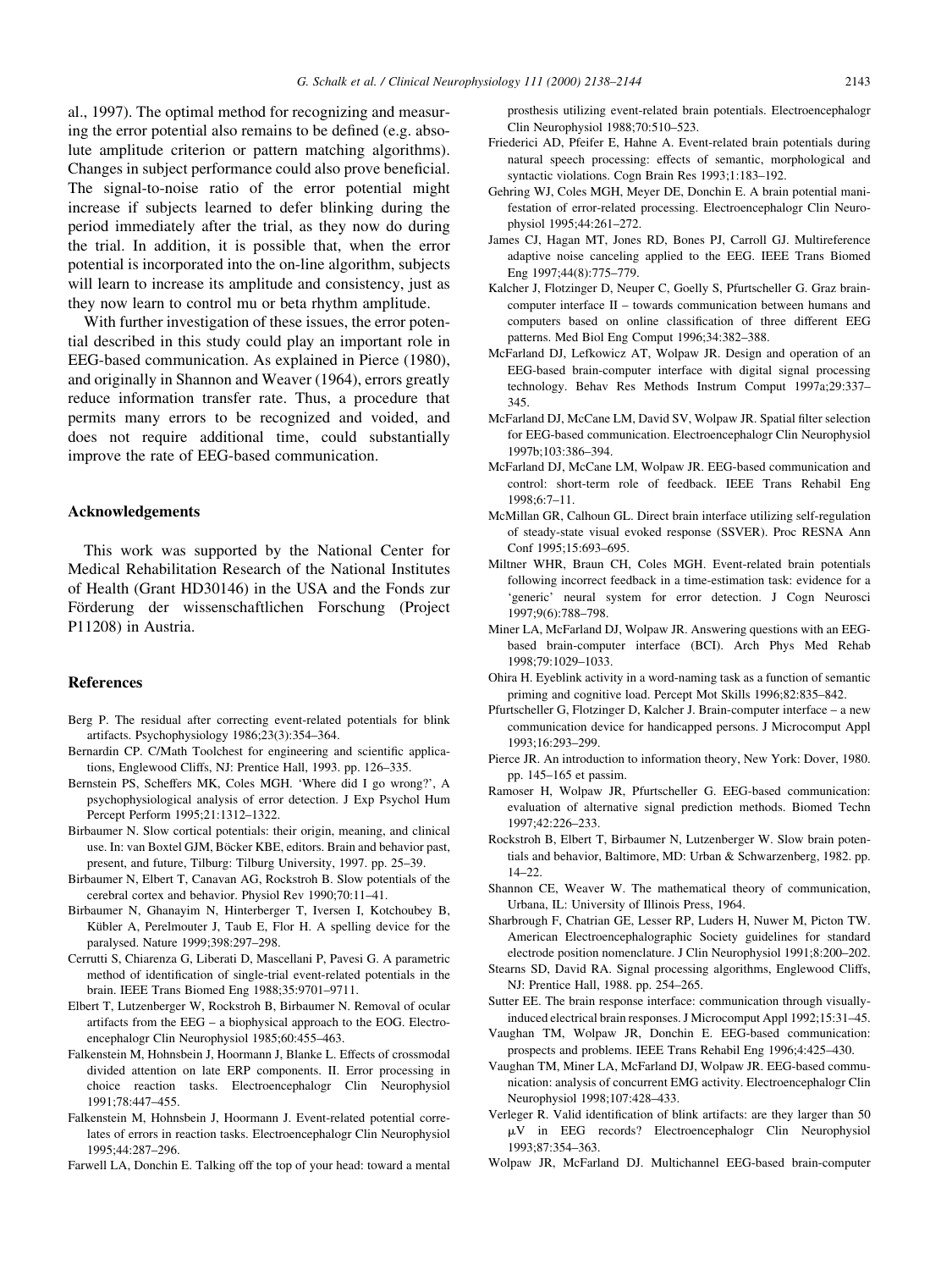al., 1997). The optimal method for recognizing and measuring the error potential also remains to be defined (e.g. absolute amplitude criterion or pattern matching algorithms). Changes in subject performance could also prove beneficial. The signal-to-noise ratio of the error potential might increase if subjects learned to defer blinking during the period immediately after the trial, as they now do during the trial. In addition, it is possible that, when the error potential is incorporated into the on-line algorithm, subjects will learn to increase its amplitude and consistency, just as they now learn to control mu or beta rhythm amplitude.

With further investigation of these issues, the error potential described in this study could play an important role in EEG-based communication. As explained in Pierce (1980), and originally in Shannon and Weaver (1964), errors greatly reduce information transfer rate. Thus, a procedure that permits many errors to be recognized and voided, and does not require additional time, could substantially improve the rate of EEG-based communication.

## Acknowledgements

This work was supported by the National Center for Medical Rehabilitation Research of the National Institutes of Health (Grant HD30146) in the USA and the Fonds zur Förderung der wissenschaftlichen Forschung (Project P11208) in Austria.

## References

Berg P. The residual after correcting event-related potentials for blink artifacts. Psychophysiology 1986;23(3):354–364.

Bernardin CP. C/Math Toolchest for engineering and scientific applications, Englewood Cliffs, NJ: Prentice Hall, 1993. pp. 126–335.

Bernstein PS, Scheffers MK, Coles MGH. 'Where did I go wrong?', A psychophysiological analysis of error detection. J Exp Psychol Hum Percept Perform 1995;21:1312–1322.

Birbaumer N. Slow cortical potentials: their origin, meaning, and clinical use. In: van Boxtel GJM, Böcker KBE, editors. Brain and behavior past, present, and future, Tilburg: Tilburg University, 1997. pp. 25–39.

Birbaumer N, Elbert T, Canavan AG, Rockstroh B. Slow potentials of the cerebral cortex and behavior. Physiol Rev 1990;70:11–41.

Birbaumer N, Ghanayim N, Hinterberger T, Iversen I, Kotchoubey B, Kübler A, Perelmouter J, Taub E, Flor H. A spelling device for the paralysed. Nature 1999;398:297–298.

Cerrutti S, Chiarenza G, Liberati D, Mascellani P, Pavesi G. A parametric method of identification of single-trial event-related potentials in the brain. IEEE Trans Biomed Eng 1988;35:9701–9711.

Elbert T, Lutzenberger W, Rockstroh B, Birbaumer N. Removal of ocular artifacts from the EEG – a biophysical approach to the EOG. Electroencephalogr Clin Neurophysiol 1985;60:455–463.

Falkenstein M, Hohnsbein J, Hoormann J, Blanke L. Effects of crossmodal divided attention on late ERP components. II. Error processing in choice reaction tasks. Electroencephalogr Clin Neurophysiol 1991;78:447–455.

Falkenstein M, Hohnsbein J, Hoormann J. Event-related potential correlates of errors in reaction tasks. Electroencephalogr Clin Neurophysiol 1995;44:287–296.

Farwell LA, Donchin E. Talking off the top of your head: toward a mental prosthesis utilizing event-related brain potentials. Electroencephalogr Clin Neurophysiol 1988;70:510–523.

Friederici AD, Pfeifer E, Hahne A. Event-related brain potentials during natural speech processing: effects of semantic, morphological and syntactic violations. Cogn Brain Res 1993;1:183–192.

Gehring WJ, Coles MGH, Meyer DE, Donchin E. A brain potential manifestation of error-related processing. Electroencephalogr Clin Neurophysiol 1995;44:261–272.

James CJ, Hagan MT, Jones RD, Bones PJ, Carroll GJ. Multireference adaptive noise canceling applied to the EEG. IEEE Trans Biomed Eng 1997;44(8):775–779.

Kalcher J, Flotzinger D, Neuper C, Goelly S, Pfurtscheller G. Graz brain-computer interface II – towards communication between humans and computers based on online classification of three different EEG patterns. Med Biol Eng Comput 1996;34:382–388.

McFarland DJ, Lefkowicz AT, Wolpaw JR. Design and operation of an EEG-based brain-computer interface with digital signal processing technology. Behav Res Methods Instrum Comput 1997a;29:337–345.

McFarland DJ, McCane LM, David SV, Wolpaw JR. Spatial filter selection for EEG-based communication. Electroencephalogr Clin Neurophysiol 1997b;103:386–394.

McFarland DJ, McCane LM, Wolpaw JR. EEG-based communication and control: short-term role of feedback. IEEE Trans Rehabil Eng 1998;6:7–11.

McMillan GR, Calhoun GL. Direct brain interface utilizing self-regulation of steady-state visual evoked response (SSVER). Proc RESNA Ann Conf 1995;15:693–695.

Miltner WHR, Braun CH, Coles MGH. Event-related brain potentials following incorrect feedback in a time-estimation task: evidence for a 'generic' neural system for error detection. J Cogn Neurosci 1997;9(6):788–798.

Miner LA, McFarland DJ, Wolpaw JR. Answering questions with an EEG-based brain-computer interface (BCI). Arch Phys Med Rehab 1998;79:1029–1033.

Ohira H. Eyeblink activity in a word-naming task as a function of semantic priming and cognitive load. Percept Mot Skills 1996;82:835–842.

Pfurtscheller G, Flotzinger D, Kalcher J. Brain-computer interface – a new communication device for handicapped persons. J Microcomput Appl 1993;16:293–299.

Pierce JR. An introduction to information theory, New York: Dover, 1980. pp. 145–165 et passim.

Ramoser H, Wolpaw JR, Pfurtscheller G. EEG-based communication: evaluation of alternative signal prediction methods. Biomed Techn 1997;42:226–233.

Rockstroh B, Elbert T, Birbaumer N, Lutzenberger W. Slow brain potentials and behavior, Baltimore, MD: Urban & Schwarzenberg, 1982. pp. 14–22.

Shannon CE, Weaver W. The mathematical theory of communication, Urbana, IL: University of Illinois Press, 1964.

Sharbrough F, Chatrian GE, Lesser RP, Luders H, Nuwer M, Picton TW. American Electroencephalographic Society guidelines for standard electrode position nomenclature. J Clin Neurophysiol 1991;8:200–202.

Stearns SD, David RA. Signal processing algorithms, Englewood Cliffs, NJ: Prentice Hall, 1988. pp. 254–265.

Sutter EE. The brain response interface: communication through visually-induced electrical brain responses. J Microcomput Appl 1992;15:31–45.

Vaughan TM, Wolpaw JR, Donchin E. EEG-based communication: prospects and problems. IEEE Trans Rehabil Eng 1996;4:425–430.

Vaughan TM, Miner LA, McFarland DJ, Wolpaw JR. EEG-based communication: analysis of concurrent EMG activity. Electroencephalogr Clin Neurophysiol 1998;107:428–433.

Verleger R. Valid identification of blink artifacts: are they larger than 50 μV in EEG records? Electroencephalogr Clin Neurophysiol 1993;87:354–363.

Wolpaw JR, McFarland DJ. Multichannel EEG-based brain-computer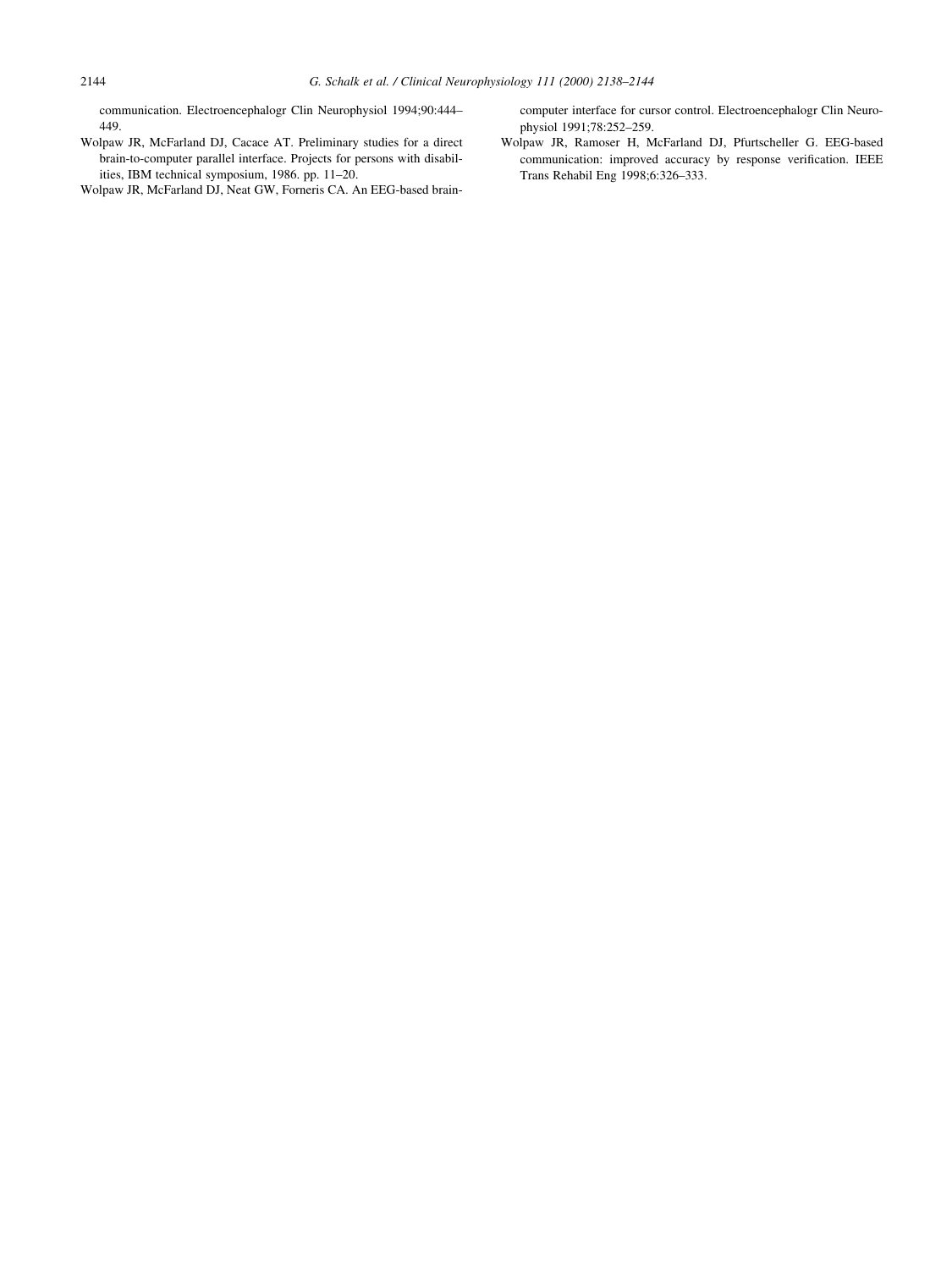communication. Electroencephalogr Clin Neurophysiol 1994;90:444–449.

Wolpaw JR, McFarland DJ, Cacace AT. Preliminary studies for a direct brain-to-computer parallel interface. Projects for persons with disabilities, IBM technical symposium, 1986. pp. 11–20.

Wolpaw JR, McFarland DJ, Neat GW, Forneris CA. An EEG-based brain-computer interface for cursor control. Electroencephalogr Clin Neurophysiol 1991;78:252–259.

Wolpaw JR, Ramoser H, McFarland DJ, Pfurtscheller G. EEG-based communication: improved accuracy by response verification. IEEE Trans Rehabil Eng 1998;6:326–333.